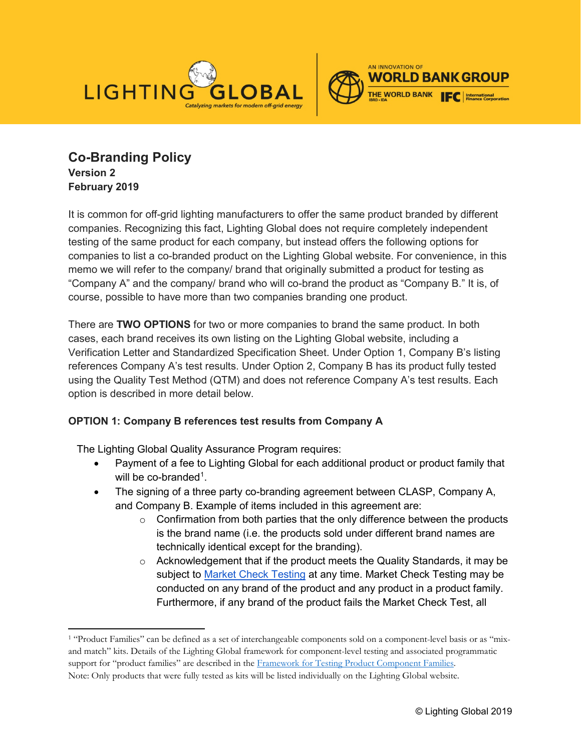# Co-Branding Policy

**Version 2**
**February 2019**

It is common for off-grid lighting manufacturers to offer the same product branded by different companies. Recognizing this fact, Lighting Global does not require completely independent testing of the same product for each company, but instead offers the following options for companies to list a co-branded product on the Lighting Global website. For convenience, in this memo we will refer to the company/ brand that originally submitted a product for testing as "Company A" and the company/ brand who will co-brand the product as "Company B." It is, of course, possible to have more than two companies branding one product.

There are **TWO OPTIONS** for two or more companies to brand the same product. In both cases, each brand receives its own listing on the Lighting Global website, including a Verification Letter and Standardized Specification Sheet. Under Option 1, Company B's listing references Company A's test results. Under Option 2, Company B has its product fully tested using the Quality Test Method (QTM) and does not reference Company A's test results. Each option is described in more detail below.

### OPTION 1: Company B references test results from Company A

The Lighting Global Quality Assurance Program requires:

- Payment of a fee to Lighting Global for each additional product or product family that will be co-branded[1].
- The signing of a three party co-branding agreement between CLASP, Company A, and Company B. Example of items included in this agreement are:
  - Confirmation from both parties that the only difference between the products is the brand name (i.e. the products sold under different brand names are technically identical except for the branding).
  - Acknowledgement that if the product meets the Quality Standards, it may be subject to [Market Check Testing] at any time. Market Check Testing may be conducted on any brand of the product and any product in a product family. Furthermore, if any brand of the product fails the Market Check Test, all

---

[1] "Product Families" can be defined as a set of interchangeable components sold on a component-level basis or as "mix-and match" kits. Details of the Lighting Global framework for component-level testing and associated programmatic support for "product families" are described in the [Framework for Testing Product Component Families].
Note: Only products that were fully tested as kits will be listed individually on the Lighting Global website.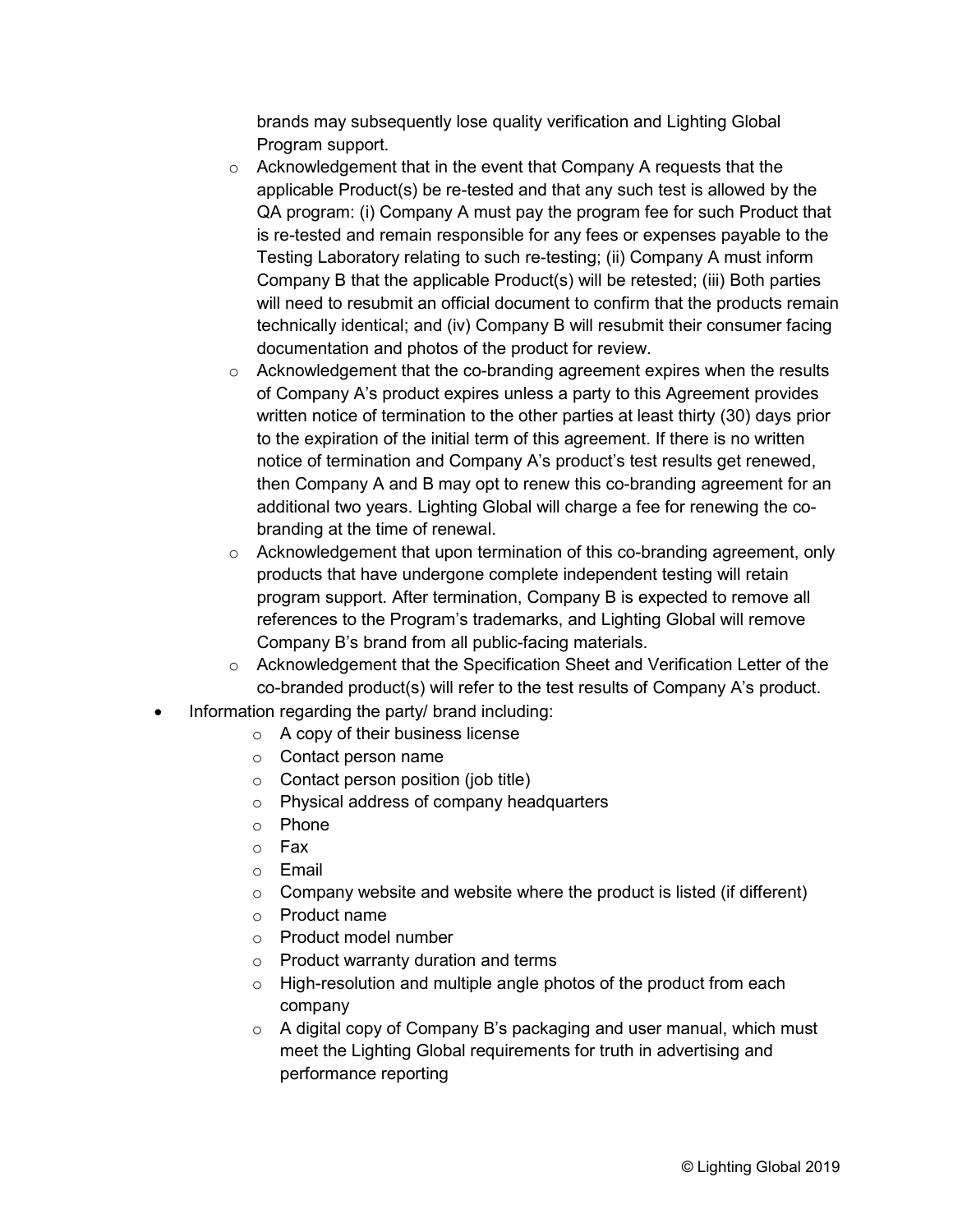brands may subsequently lose quality verification and Lighting Global Program support.

- Acknowledgement that in the event that Company A requests that the applicable Product(s) be re-tested and that any such test is allowed by the QA program: (i) Company A must pay the program fee for such Product that is re-tested and remain responsible for any fees or expenses payable to the Testing Laboratory relating to such re-testing; (ii) Company A must inform Company B that the applicable Product(s) will be retested; (iii) Both parties will need to resubmit an official document to confirm that the products remain technically identical; and (iv) Company B will resubmit their consumer facing documentation and photos of the product for review.
- Acknowledgement that the co-branding agreement expires when the results of Company A's product expires unless a party to this Agreement provides written notice of termination to the other parties at least thirty (30) days prior to the expiration of the initial term of this agreement. If there is no written notice of termination and Company A's product's test results get renewed, then Company A and B may opt to renew this co-branding agreement for an additional two years. Lighting Global will charge a fee for renewing the co-branding at the time of renewal.
- Acknowledgement that upon termination of this co-branding agreement, only products that have undergone complete independent testing will retain program support. After termination, Company B is expected to remove all references to the Program's trademarks, and Lighting Global will remove Company B's brand from all public-facing materials.
- Acknowledgement that the Specification Sheet and Verification Letter of the co-branded product(s) will refer to the test results of Company A's product.

- Information regarding the party/ brand including:
  - A copy of their business license
  - Contact person name
  - Contact person position (job title)
  - Physical address of company headquarters
  - Phone
  - Fax
  - Email
  - Company website and website where the product is listed (if different)
  - Product name
  - Product model number
  - Product warranty duration and terms
  - High-resolution and multiple angle photos of the product from each company
  - A digital copy of Company B's packaging and user manual, which must meet the Lighting Global requirements for truth in advertising and performance reporting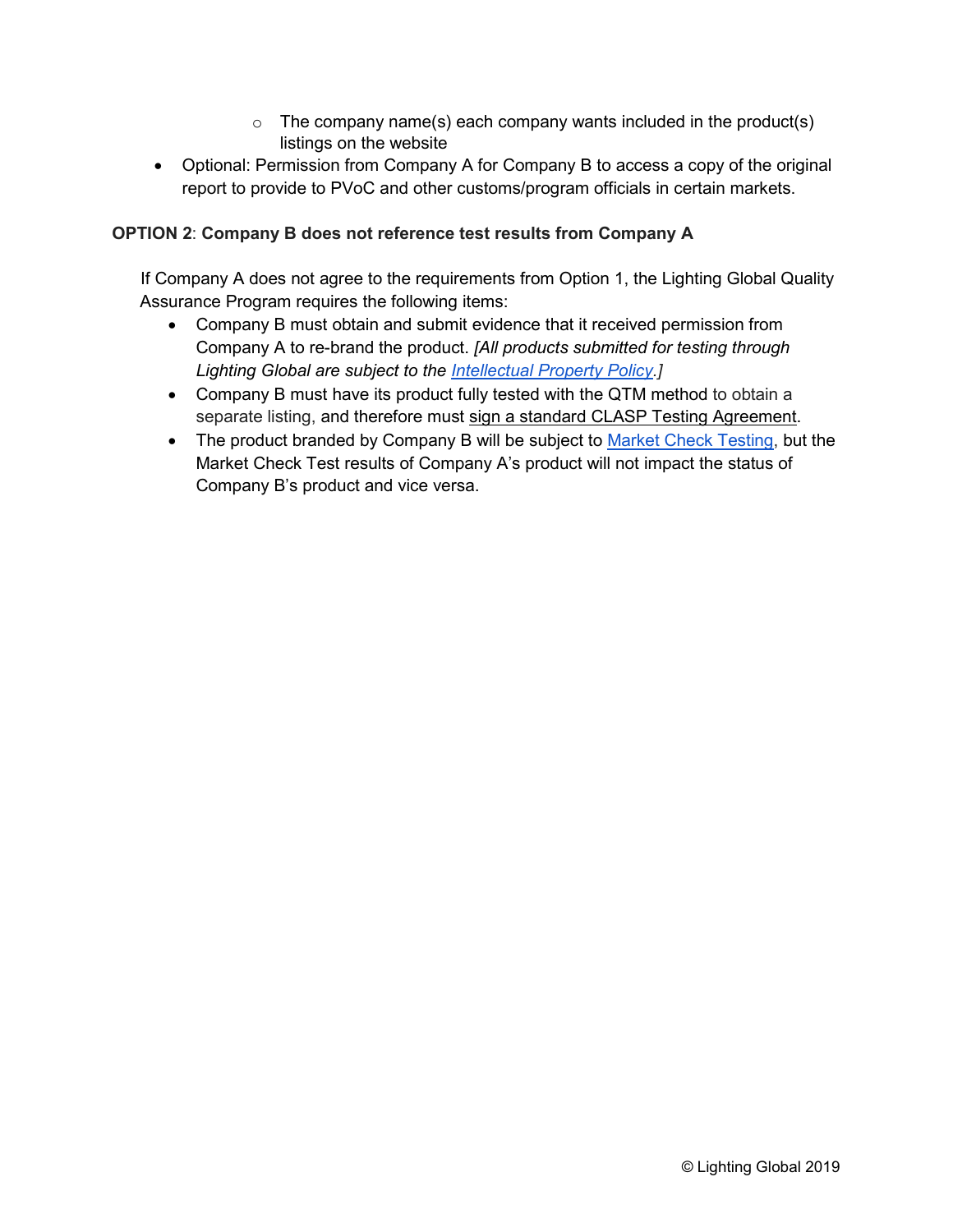- The company name(s) each company wants included in the product(s) listings on the website
- Optional: Permission from Company A for Company B to access a copy of the original report to provide to PVoC and other customs/program officials in certain markets.

**OPTION 2**: **Company B does not reference test results from Company A**

If Company A does not agree to the requirements from Option 1, the Lighting Global Quality Assurance Program requires the following items:

- Company B must obtain and submit evidence that it received permission from Company A to re-brand the product. *[All products submitted for testing through Lighting Global are subject to the Intellectual Property Policy.]*
- Company B must have its product fully tested with the QTM method to obtain a separate listing, and therefore must sign a standard CLASP Testing Agreement.
- The product branded by Company B will be subject to Market Check Testing, but the Market Check Test results of Company A's product will not impact the status of Company B's product and vice versa.

© Lighting Global 2019